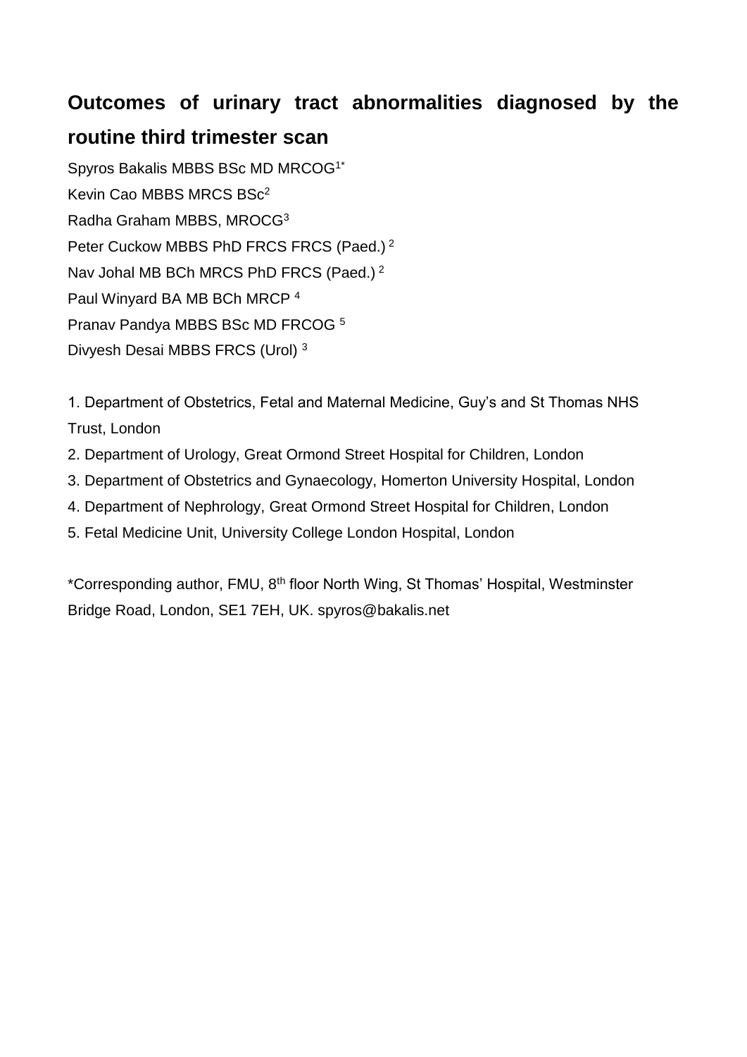# Outcomes of urinary tract abnormalities diagnosed by the routine third trimester scan

Spyros Bakalis MBBS BSc MD MRCOG[1*]
Kevin Cao MBBS MRCS BSc[2]
Radha Graham MBBS, MROCG[3]
Peter Cuckow MBBS PhD FRCS FRCS (Paed.) [2]
Nav Johal MB BCh MRCS PhD FRCS (Paed.) [2]
Paul Winyard BA MB BCh MRCP [4]
Pranav Pandya MBBS BSc MD FRCOG [5]
Divyesh Desai MBBS FRCS (Urol) [3]

1. Department of Obstetrics, Fetal and Maternal Medicine, Guy's and St Thomas NHS Trust, London
2. Department of Urology, Great Ormond Street Hospital for Children, London
3. Department of Obstetrics and Gynaecology, Homerton University Hospital, London
4. Department of Nephrology, Great Ormond Street Hospital for Children, London
5. Fetal Medicine Unit, University College London Hospital, London

*Corresponding author, FMU, 8th floor North Wing, St Thomas' Hospital, Westminster Bridge Road, London, SE1 7EH, UK. spyros@bakalis.net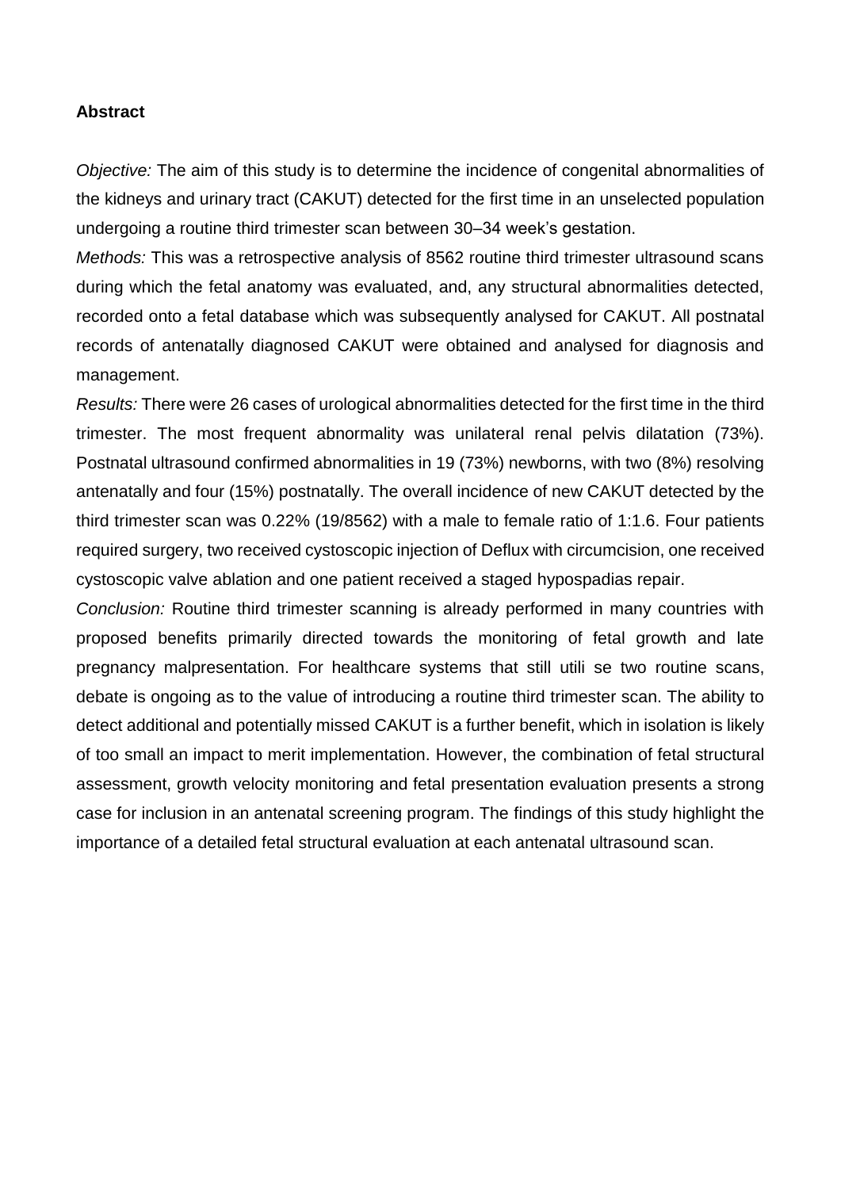**Abstract**

*Objective:* The aim of this study is to determine the incidence of congenital abnormalities of the kidneys and urinary tract (CAKUT) detected for the first time in an unselected population undergoing a routine third trimester scan between 30–34 week's gestation.

*Methods:* This was a retrospective analysis of 8562 routine third trimester ultrasound scans during which the fetal anatomy was evaluated, and, any structural abnormalities detected, recorded onto a fetal database which was subsequently analysed for CAKUT. All postnatal records of antenatally diagnosed CAKUT were obtained and analysed for diagnosis and management.

*Results:* There were 26 cases of urological abnormalities detected for the first time in the third trimester. The most frequent abnormality was unilateral renal pelvis dilatation (73%). Postnatal ultrasound confirmed abnormalities in 19 (73%) newborns, with two (8%) resolving antenatally and four (15%) postnatally. The overall incidence of new CAKUT detected by the third trimester scan was 0.22% (19/8562) with a male to female ratio of 1:1.6. Four patients required surgery, two received cystoscopic injection of Deflux with circumcision, one received cystoscopic valve ablation and one patient received a staged hypospadias repair.

*Conclusion:* Routine third trimester scanning is already performed in many countries with proposed benefits primarily directed towards the monitoring of fetal growth and late pregnancy malpresentation. For healthcare systems that still utili se two routine scans, debate is ongoing as to the value of introducing a routine third trimester scan. The ability to detect additional and potentially missed CAKUT is a further benefit, which in isolation is likely of too small an impact to merit implementation. However, the combination of fetal structural assessment, growth velocity monitoring and fetal presentation evaluation presents a strong case for inclusion in an antenatal screening program. The findings of this study highlight the importance of a detailed fetal structural evaluation at each antenatal ultrasound scan.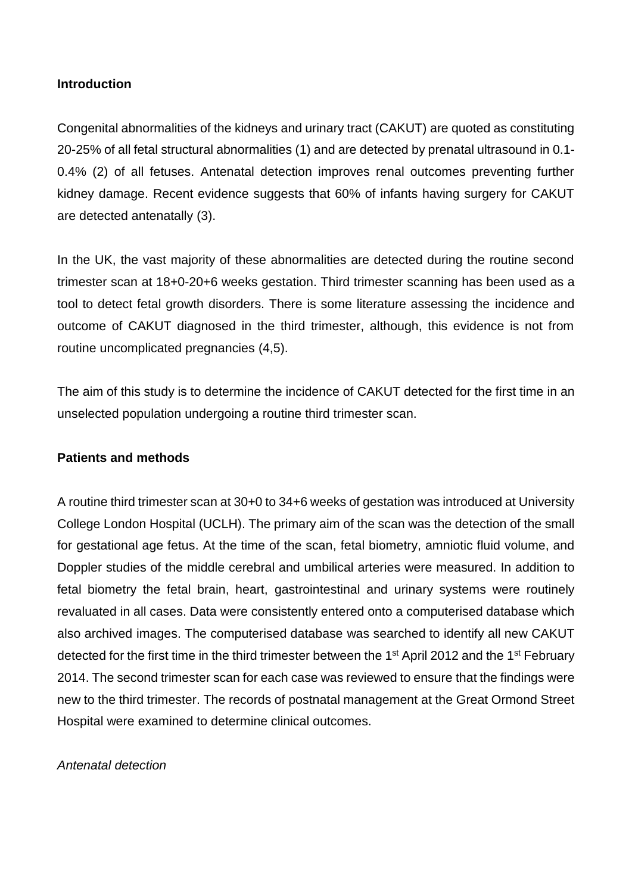## Introduction

Congenital abnormalities of the kidneys and urinary tract (CAKUT) are quoted as constituting 20-25% of all fetal structural abnormalities (1) and are detected by prenatal ultrasound in 0.1-0.4% (2) of all fetuses. Antenatal detection improves renal outcomes preventing further kidney damage. Recent evidence suggests that 60% of infants having surgery for CAKUT are detected antenatally (3).

In the UK, the vast majority of these abnormalities are detected during the routine second trimester scan at 18+0-20+6 weeks gestation. Third trimester scanning has been used as a tool to detect fetal growth disorders. There is some literature assessing the incidence and outcome of CAKUT diagnosed in the third trimester, although, this evidence is not from routine uncomplicated pregnancies (4,5).

The aim of this study is to determine the incidence of CAKUT detected for the first time in an unselected population undergoing a routine third trimester scan.

## Patients and methods

A routine third trimester scan at 30+0 to 34+6 weeks of gestation was introduced at University College London Hospital (UCLH). The primary aim of the scan was the detection of the small for gestational age fetus. At the time of the scan, fetal biometry, amniotic fluid volume, and Doppler studies of the middle cerebral and umbilical arteries were measured. In addition to fetal biometry the fetal brain, heart, gastrointestinal and urinary systems were routinely revaluated in all cases. Data were consistently entered onto a computerised database which also archived images. The computerised database was searched to identify all new CAKUT detected for the first time in the third trimester between the 1st April 2012 and the 1st February 2014. The second trimester scan for each case was reviewed to ensure that the findings were new to the third trimester. The records of postnatal management at the Great Ormond Street Hospital were examined to determine clinical outcomes.

### *Antenatal detection*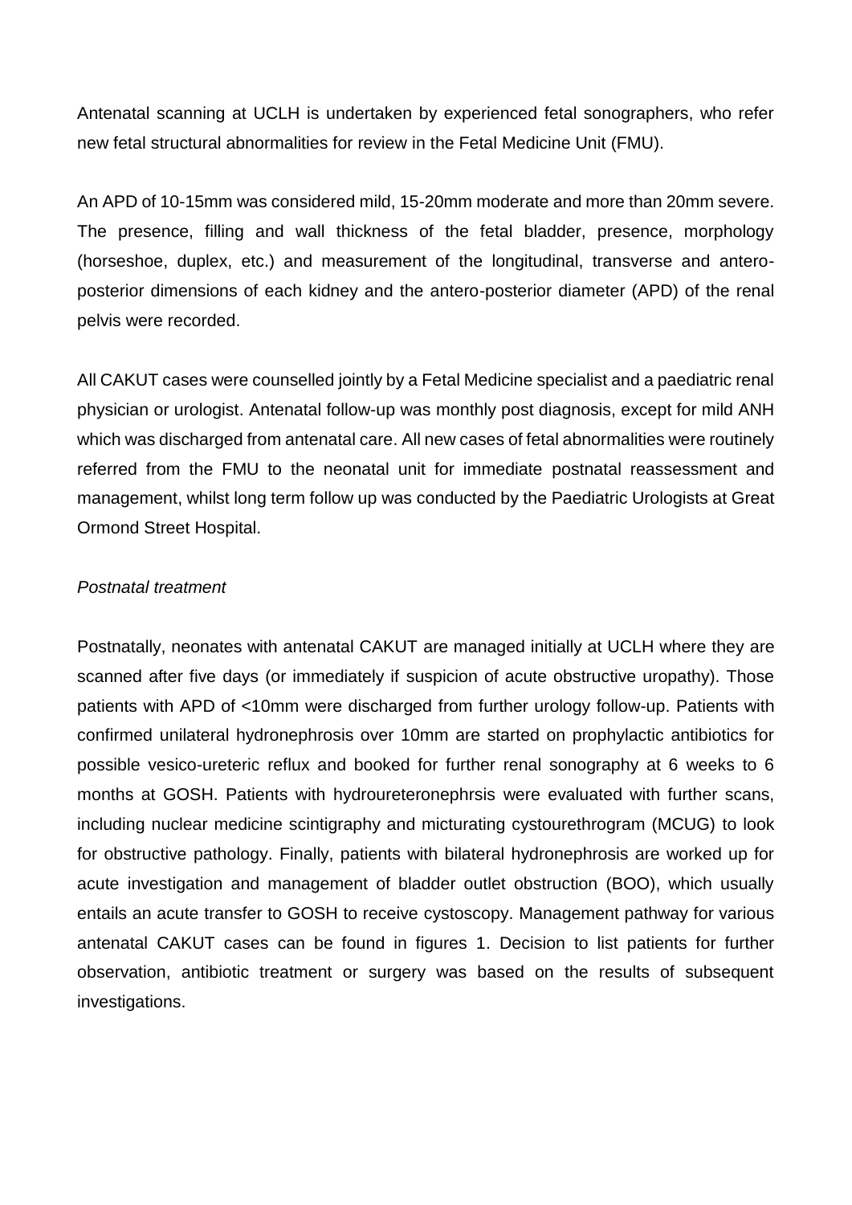Antenatal scanning at UCLH is undertaken by experienced fetal sonographers, who refer new fetal structural abnormalities for review in the Fetal Medicine Unit (FMU).

An APD of 10-15mm was considered mild, 15-20mm moderate and more than 20mm severe. The presence, filling and wall thickness of the fetal bladder, presence, morphology (horseshoe, duplex, etc.) and measurement of the longitudinal, transverse and antero-posterior dimensions of each kidney and the antero-posterior diameter (APD) of the renal pelvis were recorded.

All CAKUT cases were counselled jointly by a Fetal Medicine specialist and a paediatric renal physician or urologist. Antenatal follow-up was monthly post diagnosis, except for mild ANH which was discharged from antenatal care. All new cases of fetal abnormalities were routinely referred from the FMU to the neonatal unit for immediate postnatal reassessment and management, whilst long term follow up was conducted by the Paediatric Urologists at Great Ormond Street Hospital.

*Postnatal treatment*

Postnatally, neonates with antenatal CAKUT are managed initially at UCLH where they are scanned after five days (or immediately if suspicion of acute obstructive uropathy). Those patients with APD of <10mm were discharged from further urology follow-up. Patients with confirmed unilateral hydronephrosis over 10mm are started on prophylactic antibiotics for possible vesico-ureteric reflux and booked for further renal sonography at 6 weeks to 6 months at GOSH. Patients with hydroureteronephrsis were evaluated with further scans, including nuclear medicine scintigraphy and micturating cystourethrogram (MCUG) to look for obstructive pathology. Finally, patients with bilateral hydronephrosis are worked up for acute investigation and management of bladder outlet obstruction (BOO), which usually entails an acute transfer to GOSH to receive cystoscopy. Management pathway for various antenatal CAKUT cases can be found in figures 1. Decision to list patients for further observation, antibiotic treatment or surgery was based on the results of subsequent investigations.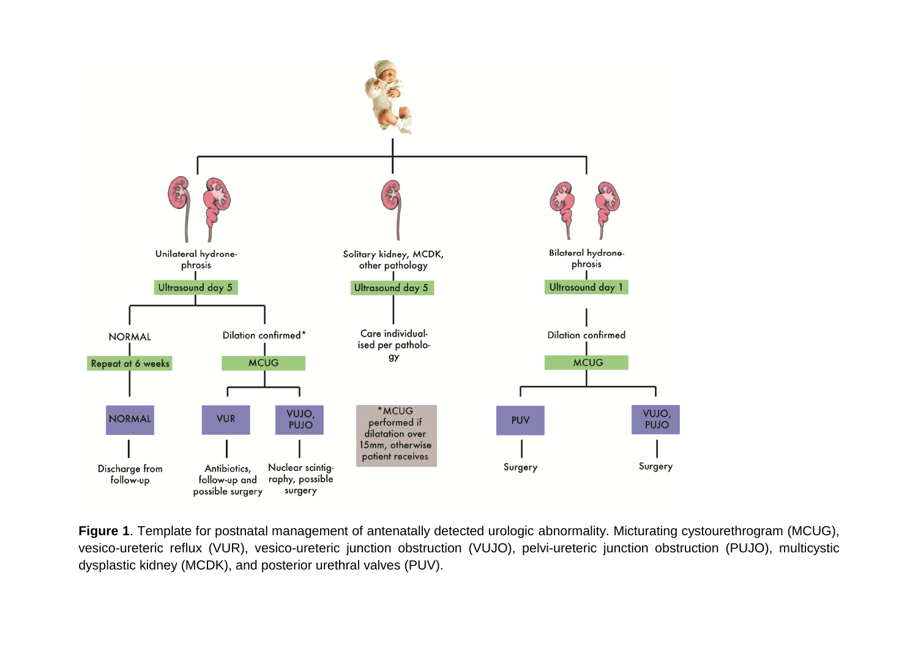Unilateral hydronephrosis

Ultrasound day 5

NORMAL

Repeat at 6 weeks

NORMAL

Discharge from follow-up

Dilation confirmed*

MCUG

VUR

Antibiotics, follow-up and possible surgery

VUJO, PUJO

Nuclear scintigraphy, possible surgery

Solitary kidney, MCDK, other pathology

Ultrasound day 5

Care individualised per pathology

*MCUG performed if dilatation over 15mm, otherwise patient receives

Bilateral hydronephrosis

Ultrasound day 1

Dilation confirmed

MCUG

PUV

Surgery

VUJO, PUJO

Surgery

**Figure 1**. Template for postnatal management of antenatally detected urologic abnormality. Micturating cystourethrogram (MCUG), vesico-ureteric reflux (VUR), vesico-ureteric junction obstruction (VUJO), pelvi-ureteric junction obstruction (PUJO), multicystic dysplastic kidney (MCDK), and posterior urethral valves (PUV).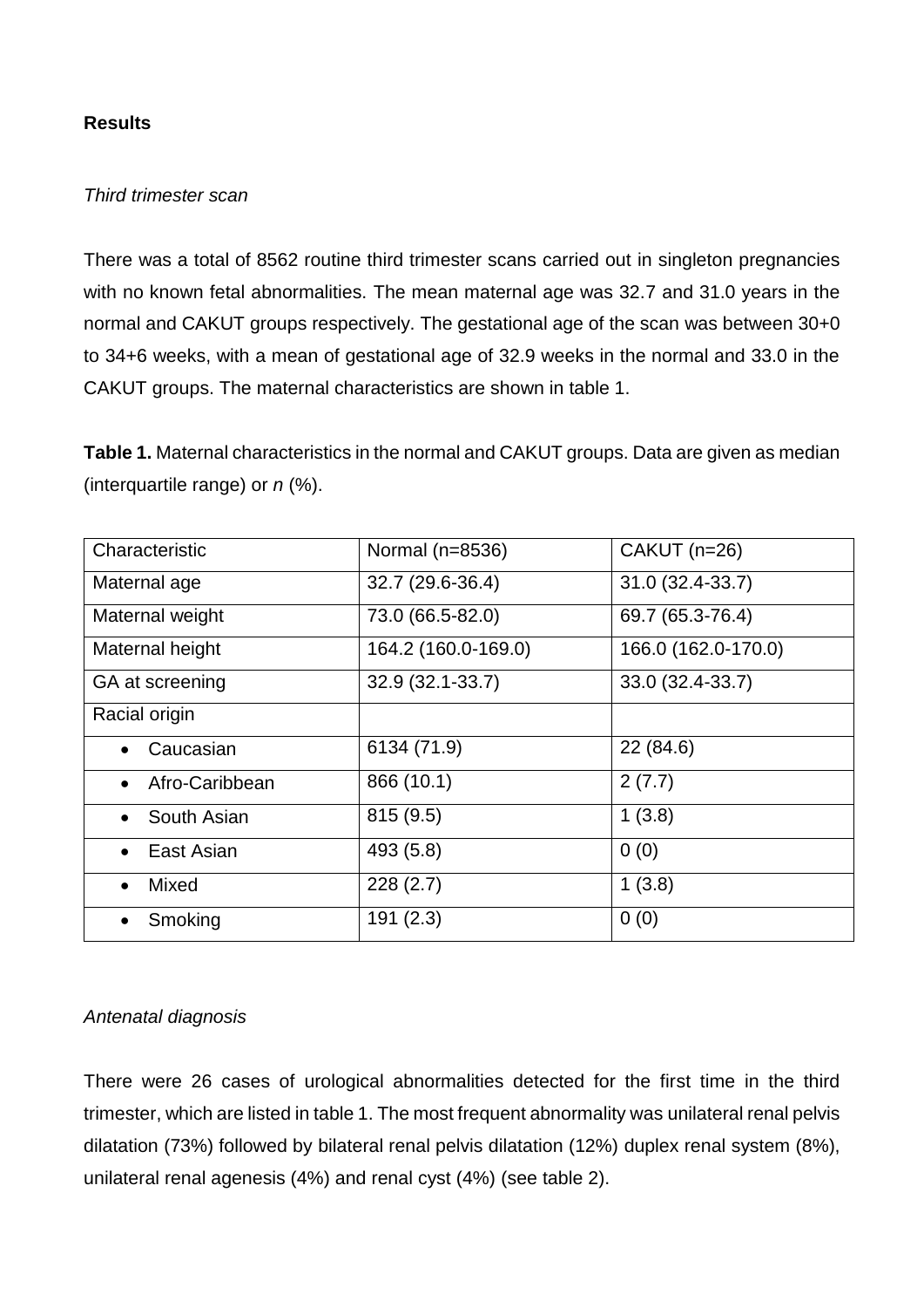## Results

*Third trimester scan*

There was a total of 8562 routine third trimester scans carried out in singleton pregnancies with no known fetal abnormalities. The mean maternal age was 32.7 and 31.0 years in the normal and CAKUT groups respectively. The gestational age of the scan was between 30+0 to 34+6 weeks, with a mean of gestational age of 32.9 weeks in the normal and 33.0 in the CAKUT groups. The maternal characteristics are shown in table 1.

**Table 1.** Maternal characteristics in the normal and CAKUT groups. Data are given as median (interquartile range) or *n* (%).

| Characteristic | Normal (n=8536) | CAKUT (n=26) |
| --- | --- | --- |
| Maternal age | 32.7 (29.6-36.4) | 31.0 (32.4-33.7) |
| Maternal weight | 73.0 (66.5-82.0) | 69.7 (65.3-76.4) |
| Maternal height | 164.2 (160.0-169.0) | 166.0 (162.0-170.0) |
| GA at screening | 32.9 (32.1-33.7) | 33.0 (32.4-33.7) |
| Racial origin | | |
| • Caucasian | 6134 (71.9) | 22 (84.6) |
| • Afro-Caribbean | 866 (10.1) | 2 (7.7) |
| • South Asian | 815 (9.5) | 1 (3.8) |
| • East Asian | 493 (5.8) | 0 (0) |
| • Mixed | 228 (2.7) | 1 (3.8) |
| • Smoking | 191 (2.3) | 0 (0) |

*Antenatal diagnosis*

There were 26 cases of urological abnormalities detected for the first time in the third trimester, which are listed in table 1. The most frequent abnormality was unilateral renal pelvis dilatation (73%) followed by bilateral renal pelvis dilatation (12%) duplex renal system (8%), unilateral renal agenesis (4%) and renal cyst (4%) (see table 2).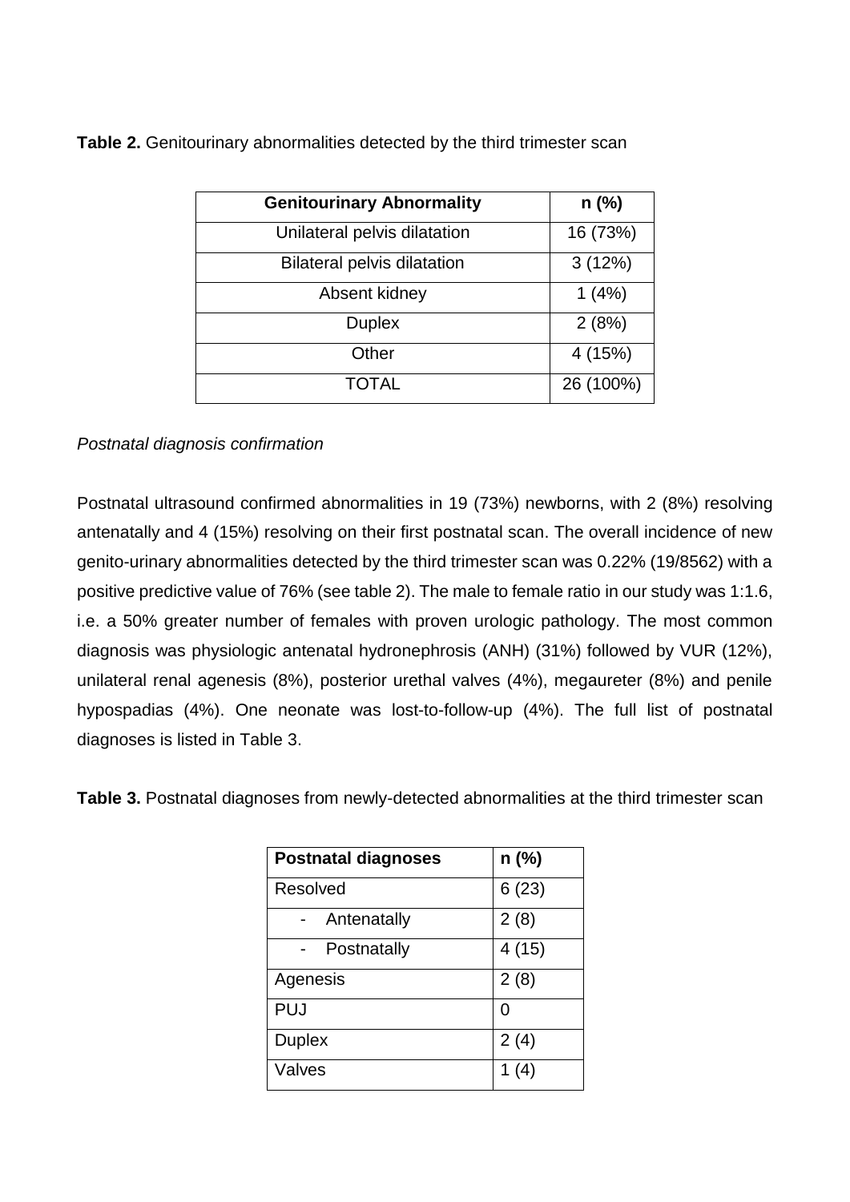**Table 2.** Genitourinary abnormalities detected by the third trimester scan

| Genitourinary Abnormality | n (%) |
|---|---|
| Unilateral pelvis dilatation | 16 (73%) |
| Bilateral pelvis dilatation | 3 (12%) |
| Absent kidney | 1 (4%) |
| Duplex | 2 (8%) |
| Other | 4 (15%) |
| TOTAL | 26 (100%) |

*Postnatal diagnosis confirmation*

Postnatal ultrasound confirmed abnormalities in 19 (73%) newborns, with 2 (8%) resolving antenatally and 4 (15%) resolving on their first postnatal scan. The overall incidence of new genito-urinary abnormalities detected by the third trimester scan was 0.22% (19/8562) with a positive predictive value of 76% (see table 2). The male to female ratio in our study was 1:1.6, i.e. a 50% greater number of females with proven urologic pathology. The most common diagnosis was physiologic antenatal hydronephrosis (ANH) (31%) followed by VUR (12%), unilateral renal agenesis (8%), posterior urethal valves (4%), megaureter (8%) and penile hypospadias (4%). One neonate was lost-to-follow-up (4%). The full list of postnatal diagnoses is listed in Table 3.

**Table 3.** Postnatal diagnoses from newly-detected abnormalities at the third trimester scan

| Postnatal diagnoses | n (%) |
|---|---|
| Resolved | 6 (23) |
| - Antenatally | 2 (8) |
| - Postnatally | 4 (15) |
| Agenesis | 2 (8) |
| PUJ | 0 |
| Duplex | 2 (4) |
| Valves | 1 (4) |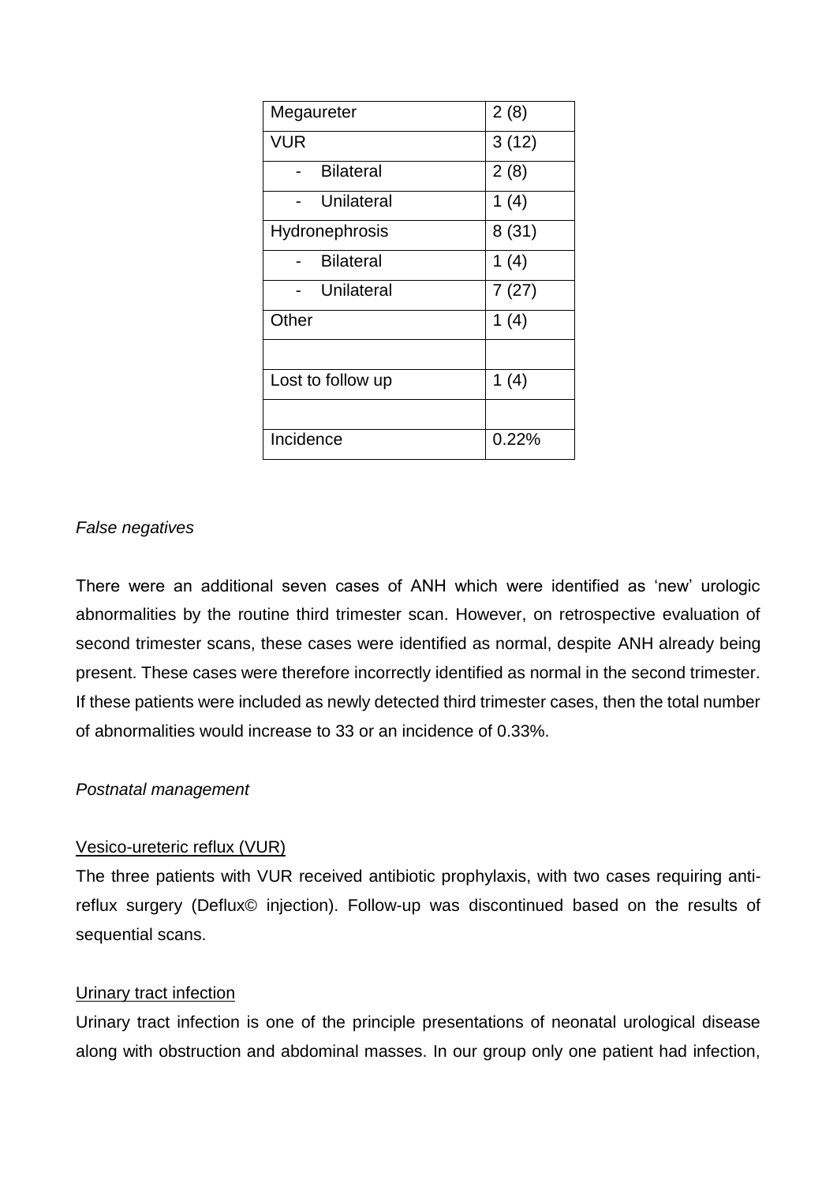| | |
|---|---|
| Megaureter | 2 (8) |
| VUR | 3 (12) |
| - Bilateral | 2 (8) |
| - Unilateral | 1 (4) |
| Hydronephrosis | 8 (31) |
| - Bilateral | 1 (4) |
| - Unilateral | 7 (27) |
| Other | 1 (4) |
| | |
| Lost to follow up | 1 (4) |
| | |
| Incidence | 0.22% |

*False negatives*

There were an additional seven cases of ANH which were identified as 'new' urologic abnormalities by the routine third trimester scan. However, on retrospective evaluation of second trimester scans, these cases were identified as normal, despite ANH already being present. These cases were therefore incorrectly identified as normal in the second trimester. If these patients were included as newly detected third trimester cases, then the total number of abnormalities would increase to 33 or an incidence of 0.33%.

*Postnatal management*

<u>Vesico-ureteric reflux (VUR)</u>

The three patients with VUR received antibiotic prophylaxis, with two cases requiring anti-reflux surgery (Deflux© injection). Follow-up was discontinued based on the results of sequential scans.

<u>Urinary tract infection</u>

Urinary tract infection is one of the principle presentations of neonatal urological disease along with obstruction and abdominal masses. In our group only one patient had infection,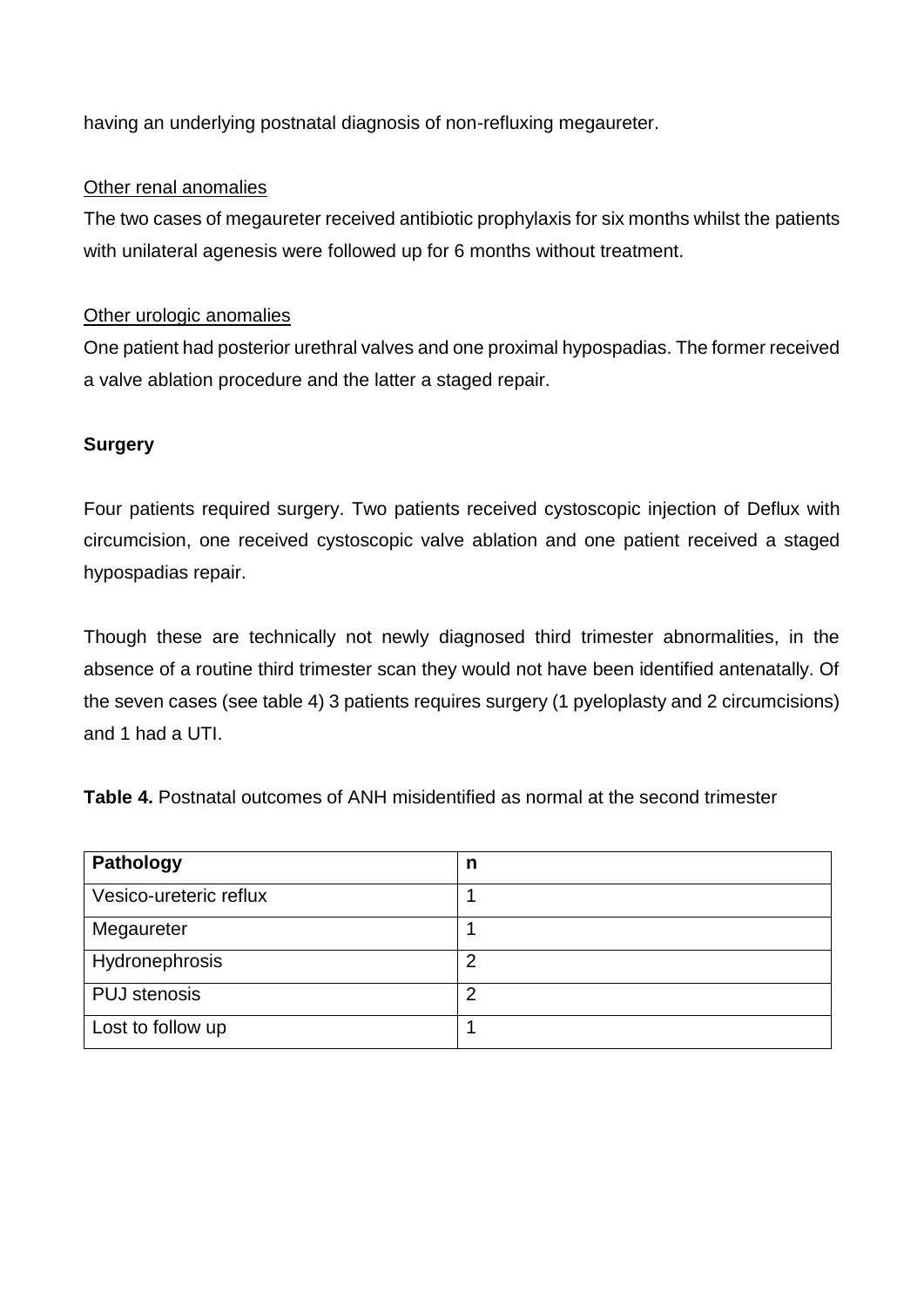having an underlying postnatal diagnosis of non-refluxing megaureter.

<u>Other renal anomalies</u>

The two cases of megaureter received antibiotic prophylaxis for six months whilst the patients with unilateral agenesis were followed up for 6 months without treatment.

<u>Other urologic anomalies</u>

One patient had posterior urethral valves and one proximal hypospadias. The former received a valve ablation procedure and the latter a staged repair.

**Surgery**

Four patients required surgery. Two patients received cystoscopic injection of Deflux with circumcision, one received cystoscopic valve ablation and one patient received a staged hypospadias repair.

Though these are technically not newly diagnosed third trimester abnormalities, in the absence of a routine third trimester scan they would not have been identified antenatally. Of the seven cases (see table 4) 3 patients requires surgery (1 pyeloplasty and 2 circumcisions) and 1 had a UTI.

**Table 4.** Postnatal outcomes of ANH misidentified as normal at the second trimester

| Pathology | n |
|---|---|
| Vesico-ureteric reflux | 1 |
| Megaureter | 1 |
| Hydronephrosis | 2 |
| PUJ stenosis | 2 |
| Lost to follow up | 1 |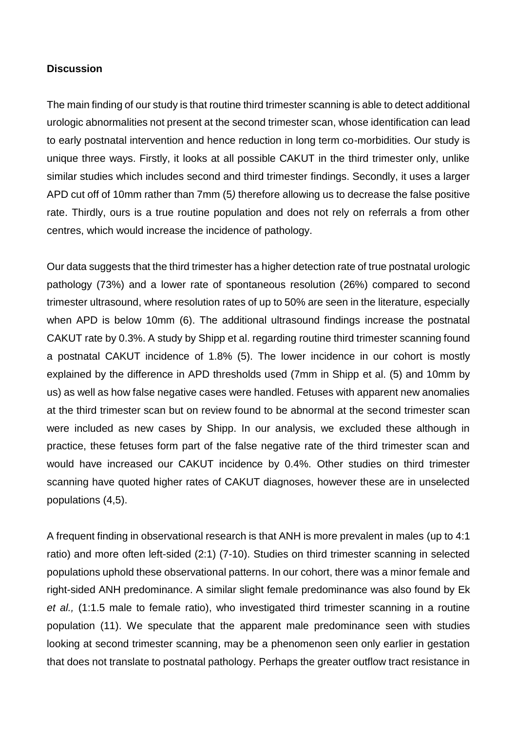**Discussion**

The main finding of our study is that routine third trimester scanning is able to detect additional urologic abnormalities not present at the second trimester scan, whose identification can lead to early postnatal intervention and hence reduction in long term co-morbidities. Our study is unique three ways. Firstly, it looks at all possible CAKUT in the third trimester only, unlike similar studies which includes second and third trimester findings. Secondly, it uses a larger APD cut off of 10mm rather than 7mm (5*)* therefore allowing us to decrease the false positive rate. Thirdly, ours is a true routine population and does not rely on referrals a from other centres, which would increase the incidence of pathology.

Our data suggests that the third trimester has a higher detection rate of true postnatal urologic pathology (73%) and a lower rate of spontaneous resolution (26%) compared to second trimester ultrasound, where resolution rates of up to 50% are seen in the literature, especially when APD is below 10mm (6). The additional ultrasound findings increase the postnatal CAKUT rate by 0.3%. A study by Shipp et al. regarding routine third trimester scanning found a postnatal CAKUT incidence of 1.8% (5). The lower incidence in our cohort is mostly explained by the difference in APD thresholds used (7mm in Shipp et al. (5) and 10mm by us) as well as how false negative cases were handled. Fetuses with apparent new anomalies at the third trimester scan but on review found to be abnormal at the second trimester scan were included as new cases by Shipp. In our analysis, we excluded these although in practice, these fetuses form part of the false negative rate of the third trimester scan and would have increased our CAKUT incidence by 0.4%. Other studies on third trimester scanning have quoted higher rates of CAKUT diagnoses, however these are in unselected populations (4,5).

A frequent finding in observational research is that ANH is more prevalent in males (up to 4:1 ratio) and more often left-sided (2:1) (7-10). Studies on third trimester scanning in selected populations uphold these observational patterns. In our cohort, there was a minor female and right-sided ANH predominance. A similar slight female predominance was also found by Ek *et al.,* (1:1.5 male to female ratio), who investigated third trimester scanning in a routine population (11). We speculate that the apparent male predominance seen with studies looking at second trimester scanning, may be a phenomenon seen only earlier in gestation that does not translate to postnatal pathology. Perhaps the greater outflow tract resistance in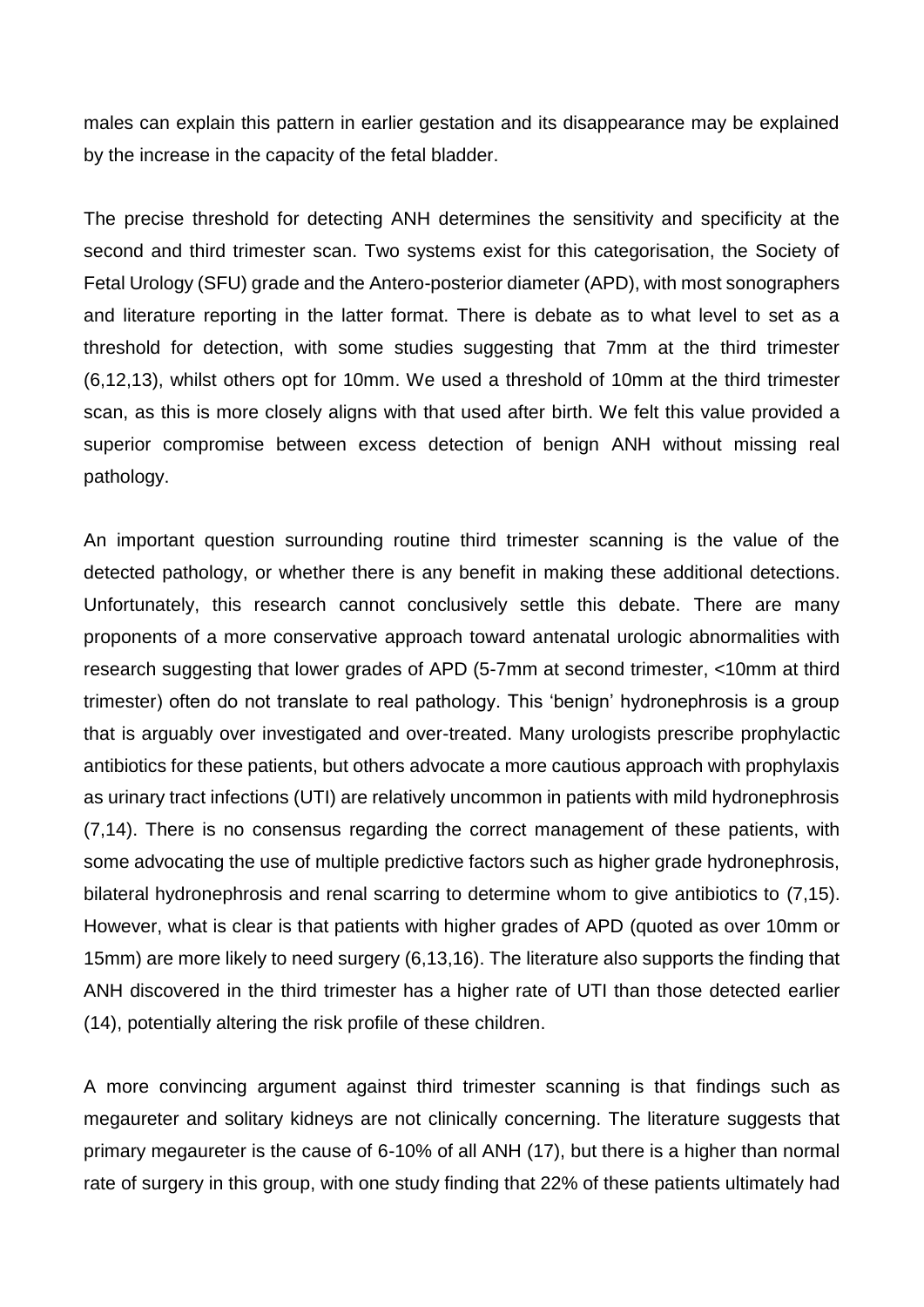males can explain this pattern in earlier gestation and its disappearance may be explained by the increase in the capacity of the fetal bladder.

The precise threshold for detecting ANH determines the sensitivity and specificity at the second and third trimester scan. Two systems exist for this categorisation, the Society of Fetal Urology (SFU) grade and the Antero-posterior diameter (APD), with most sonographers and literature reporting in the latter format. There is debate as to what level to set as a threshold for detection, with some studies suggesting that 7mm at the third trimester (6,12,13), whilst others opt for 10mm. We used a threshold of 10mm at the third trimester scan, as this is more closely aligns with that used after birth. We felt this value provided a superior compromise between excess detection of benign ANH without missing real pathology.

An important question surrounding routine third trimester scanning is the value of the detected pathology, or whether there is any benefit in making these additional detections. Unfortunately, this research cannot conclusively settle this debate. There are many proponents of a more conservative approach toward antenatal urologic abnormalities with research suggesting that lower grades of APD (5-7mm at second trimester, <10mm at third trimester) often do not translate to real pathology. This 'benign' hydronephrosis is a group that is arguably over investigated and over-treated. Many urologists prescribe prophylactic antibiotics for these patients, but others advocate a more cautious approach with prophylaxis as urinary tract infections (UTI) are relatively uncommon in patients with mild hydronephrosis (7,14). There is no consensus regarding the correct management of these patients, with some advocating the use of multiple predictive factors such as higher grade hydronephrosis, bilateral hydronephrosis and renal scarring to determine whom to give antibiotics to (7,15). However, what is clear is that patients with higher grades of APD (quoted as over 10mm or 15mm) are more likely to need surgery (6,13,16). The literature also supports the finding that ANH discovered in the third trimester has a higher rate of UTI than those detected earlier (14), potentially altering the risk profile of these children.

A more convincing argument against third trimester scanning is that findings such as megaureter and solitary kidneys are not clinically concerning. The literature suggests that primary megaureter is the cause of 6-10% of all ANH (17), but there is a higher than normal rate of surgery in this group, with one study finding that 22% of these patients ultimately had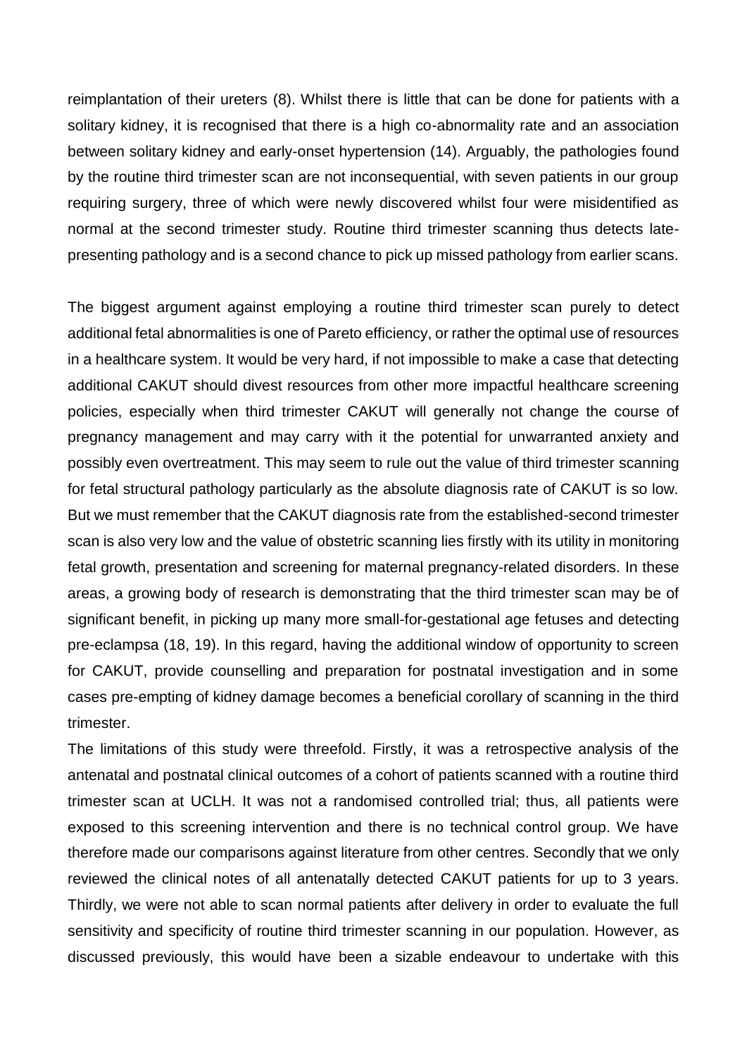reimplantation of their ureters (8). Whilst there is little that can be done for patients with a solitary kidney, it is recognised that there is a high co-abnormality rate and an association between solitary kidney and early-onset hypertension (14). Arguably, the pathologies found by the routine third trimester scan are not inconsequential, with seven patients in our group requiring surgery, three of which were newly discovered whilst four were misidentified as normal at the second trimester study. Routine third trimester scanning thus detects late-presenting pathology and is a second chance to pick up missed pathology from earlier scans.

The biggest argument against employing a routine third trimester scan purely to detect additional fetal abnormalities is one of Pareto efficiency, or rather the optimal use of resources in a healthcare system. It would be very hard, if not impossible to make a case that detecting additional CAKUT should divest resources from other more impactful healthcare screening policies, especially when third trimester CAKUT will generally not change the course of pregnancy management and may carry with it the potential for unwarranted anxiety and possibly even overtreatment. This may seem to rule out the value of third trimester scanning for fetal structural pathology particularly as the absolute diagnosis rate of CAKUT is so low. But we must remember that the CAKUT diagnosis rate from the established-second trimester scan is also very low and the value of obstetric scanning lies firstly with its utility in monitoring fetal growth, presentation and screening for maternal pregnancy-related disorders. In these areas, a growing body of research is demonstrating that the third trimester scan may be of significant benefit, in picking up many more small-for-gestational age fetuses and detecting pre-eclampsa (18, 19). In this regard, having the additional window of opportunity to screen for CAKUT, provide counselling and preparation for postnatal investigation and in some cases pre-empting of kidney damage becomes a beneficial corollary of scanning in the third trimester.

The limitations of this study were threefold. Firstly, it was a retrospective analysis of the antenatal and postnatal clinical outcomes of a cohort of patients scanned with a routine third trimester scan at UCLH. It was not a randomised controlled trial; thus, all patients were exposed to this screening intervention and there is no technical control group. We have therefore made our comparisons against literature from other centres. Secondly that we only reviewed the clinical notes of all antenatally detected CAKUT patients for up to 3 years. Thirdly, we were not able to scan normal patients after delivery in order to evaluate the full sensitivity and specificity of routine third trimester scanning in our population. However, as discussed previously, this would have been a sizable endeavour to undertake with this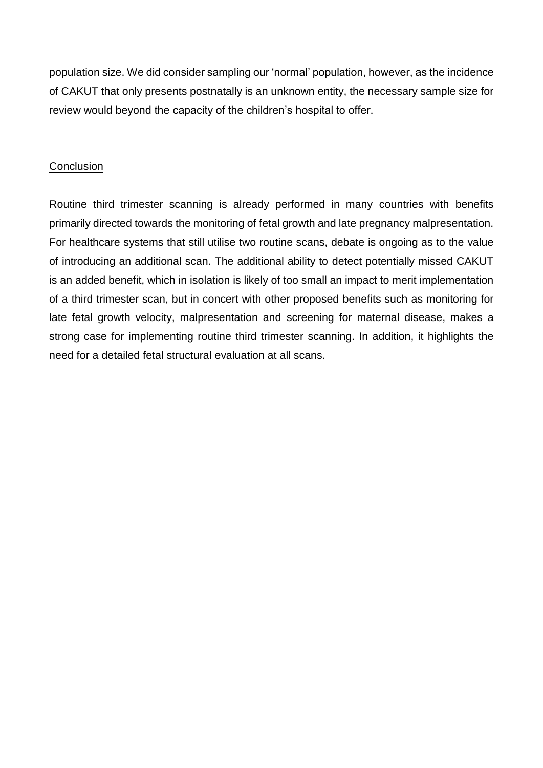population size. We did consider sampling our 'normal' population, however, as the incidence of CAKUT that only presents postnatally is an unknown entity, the necessary sample size for review would beyond the capacity of the children's hospital to offer.

## Conclusion

Routine third trimester scanning is already performed in many countries with benefits primarily directed towards the monitoring of fetal growth and late pregnancy malpresentation. For healthcare systems that still utilise two routine scans, debate is ongoing as to the value of introducing an additional scan. The additional ability to detect potentially missed CAKUT is an added benefit, which in isolation is likely of too small an impact to merit implementation of a third trimester scan, but in concert with other proposed benefits such as monitoring for late fetal growth velocity, malpresentation and screening for maternal disease, makes a strong case for implementing routine third trimester scanning. In addition, it highlights the need for a detailed fetal structural evaluation at all scans.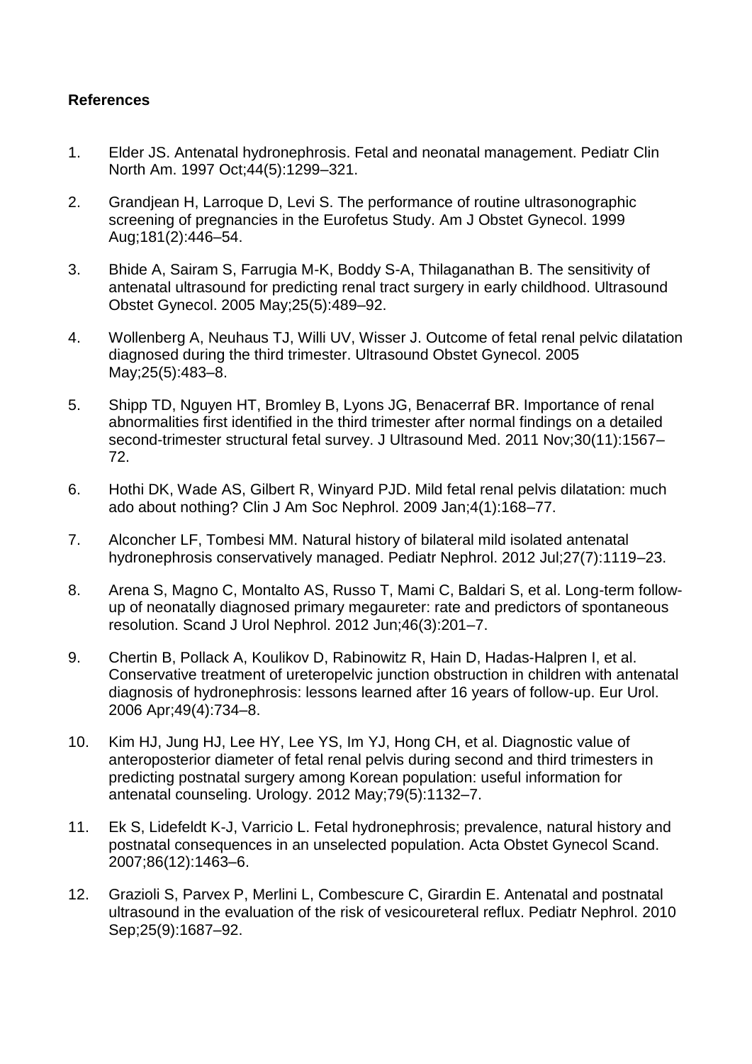**References**

1. Elder JS. Antenatal hydronephrosis. Fetal and neonatal management. Pediatr Clin North Am. 1997 Oct;44(5):1299–321.

2. Grandjean H, Larroque D, Levi S. The performance of routine ultrasonographic screening of pregnancies in the Eurofetus Study. Am J Obstet Gynecol. 1999 Aug;181(2):446–54.

3. Bhide A, Sairam S, Farrugia M-K, Boddy S-A, Thilaganathan B. The sensitivity of antenatal ultrasound for predicting renal tract surgery in early childhood. Ultrasound Obstet Gynecol. 2005 May;25(5):489–92.

4. Wollenberg A, Neuhaus TJ, Willi UV, Wisser J. Outcome of fetal renal pelvic dilatation diagnosed during the third trimester. Ultrasound Obstet Gynecol. 2005 May;25(5):483–8.

5. Shipp TD, Nguyen HT, Bromley B, Lyons JG, Benacerraf BR. Importance of renal abnormalities first identified in the third trimester after normal findings on a detailed second-trimester structural fetal survey. J Ultrasound Med. 2011 Nov;30(11):1567–72.

6. Hothi DK, Wade AS, Gilbert R, Winyard PJD. Mild fetal renal pelvis dilatation: much ado about nothing? Clin J Am Soc Nephrol. 2009 Jan;4(1):168–77.

7. Alconcher LF, Tombesi MM. Natural history of bilateral mild isolated antenatal hydronephrosis conservatively managed. Pediatr Nephrol. 2012 Jul;27(7):1119–23.

8. Arena S, Magno C, Montalto AS, Russo T, Mami C, Baldari S, et al. Long-term follow-up of neonatally diagnosed primary megaureter: rate and predictors of spontaneous resolution. Scand J Urol Nephrol. 2012 Jun;46(3):201–7.

9. Chertin B, Pollack A, Koulikov D, Rabinowitz R, Hain D, Hadas-Halpren I, et al. Conservative treatment of ureteropelvic junction obstruction in children with antenatal diagnosis of hydronephrosis: lessons learned after 16 years of follow-up. Eur Urol. 2006 Apr;49(4):734–8.

10. Kim HJ, Jung HJ, Lee HY, Lee YS, Im YJ, Hong CH, et al. Diagnostic value of anteroposterior diameter of fetal renal pelvis during second and third trimesters in predicting postnatal surgery among Korean population: useful information for antenatal counseling. Urology. 2012 May;79(5):1132–7.

11. Ek S, Lidefeldt K-J, Varricio L. Fetal hydronephrosis; prevalence, natural history and postnatal consequences in an unselected population. Acta Obstet Gynecol Scand. 2007;86(12):1463–6.

12. Grazioli S, Parvex P, Merlini L, Combescure C, Girardin E. Antenatal and postnatal ultrasound in the evaluation of the risk of vesicoureteral reflux. Pediatr Nephrol. 2010 Sep;25(9):1687–92.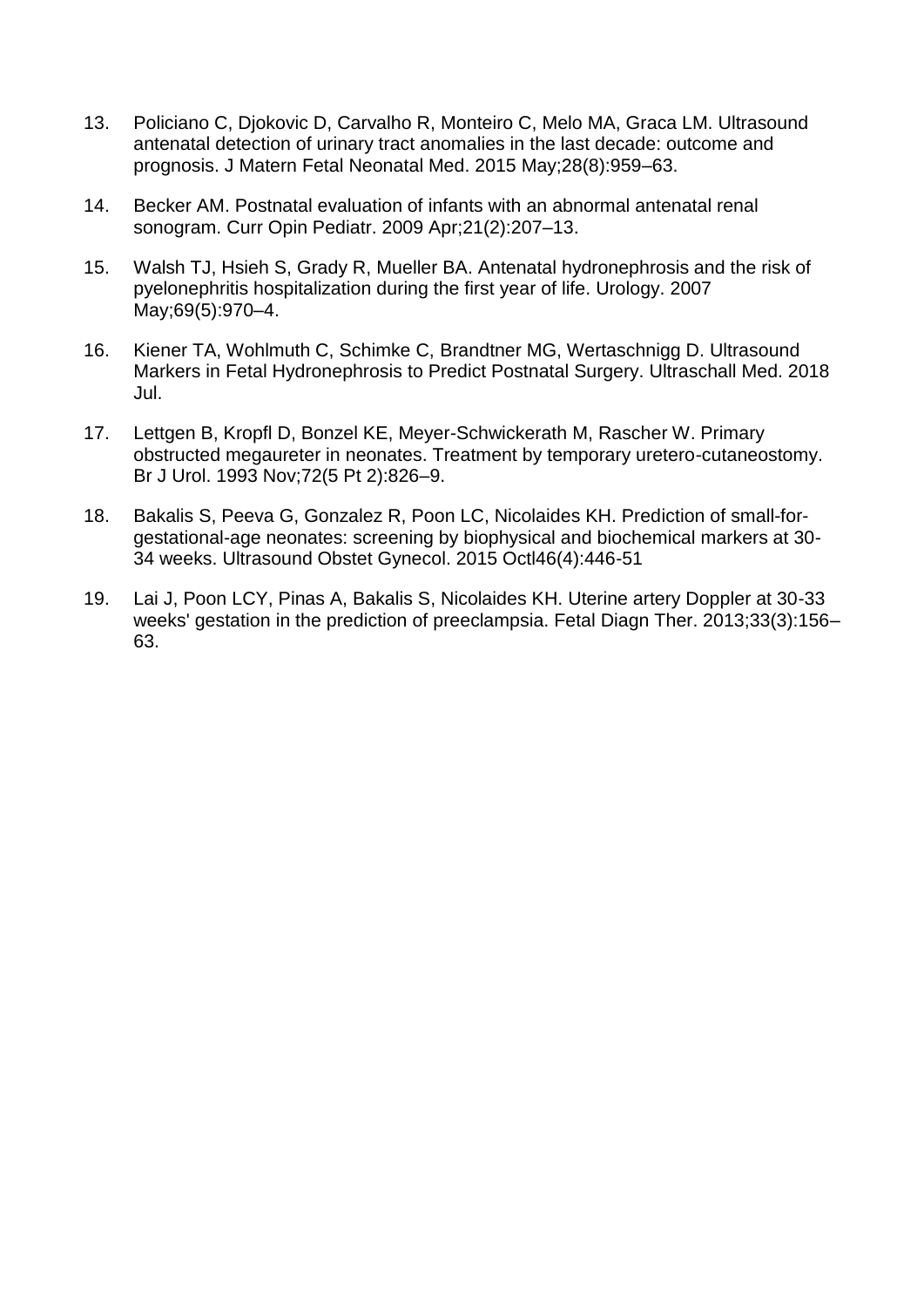13. Policiano C, Djokovic D, Carvalho R, Monteiro C, Melo MA, Graca LM. Ultrasound antenatal detection of urinary tract anomalies in the last decade: outcome and prognosis. J Matern Fetal Neonatal Med. 2015 May;28(8):959–63.

14. Becker AM. Postnatal evaluation of infants with an abnormal antenatal renal sonogram. Curr Opin Pediatr. 2009 Apr;21(2):207–13.

15. Walsh TJ, Hsieh S, Grady R, Mueller BA. Antenatal hydronephrosis and the risk of pyelonephritis hospitalization during the first year of life. Urology. 2007 May;69(5):970–4.

16. Kiener TA, Wohlmuth C, Schimke C, Brandtner MG, Wertaschnigg D. Ultrasound Markers in Fetal Hydronephrosis to Predict Postnatal Surgery. Ultraschall Med. 2018 Jul.

17. Lettgen B, Kropfl D, Bonzel KE, Meyer-Schwickerath M, Rascher W. Primary obstructed megaureter in neonates. Treatment by temporary uretero-cutaneostomy. Br J Urol. 1993 Nov;72(5 Pt 2):826–9.

18. Bakalis S, Peeva G, Gonzalez R, Poon LC, Nicolaides KH. Prediction of small-for-gestational-age neonates: screening by biophysical and biochemical markers at 30-34 weeks. Ultrasound Obstet Gynecol. 2015 Octl46(4):446-51

19. Lai J, Poon LCY, Pinas A, Bakalis S, Nicolaides KH. Uterine artery Doppler at 30-33 weeks' gestation in the prediction of preeclampsia. Fetal Diagn Ther. 2013;33(3):156–63.